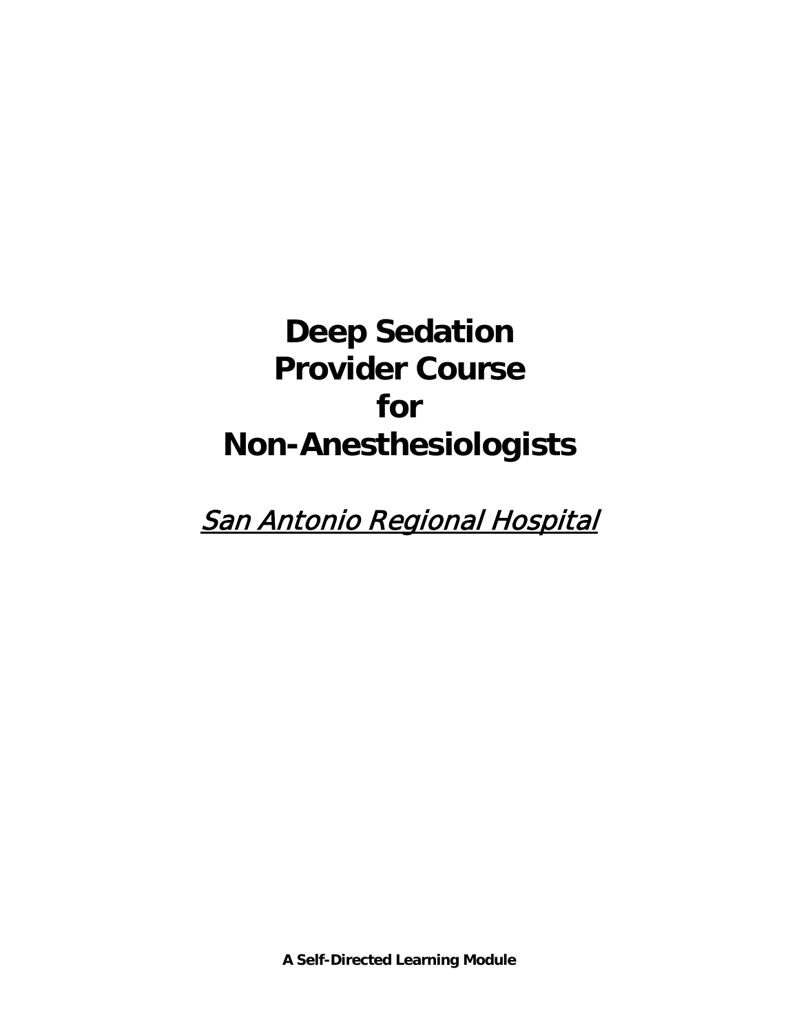# Deep Sedation Provider Course for Non-Anesthesiologists

*San Antonio Regional Hospital*

**A Self-Directed Learning Module**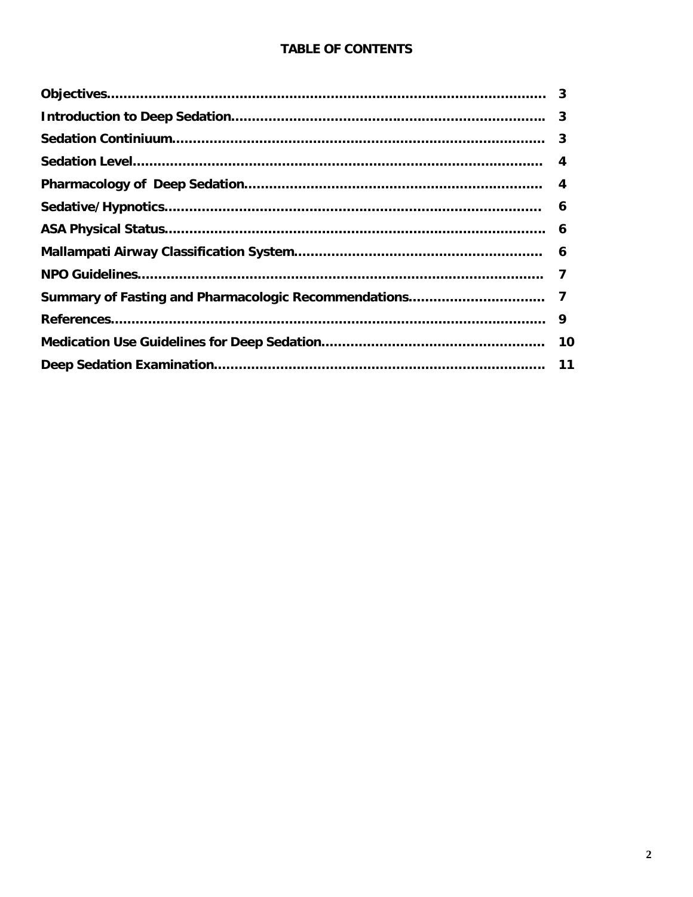## TABLE OF CONTENTS

| | |
|---|---|
| **Objectives** | **3** |
| **Introduction to Deep Sedation** | **3** |
| **Sedation Continiuum** | **3** |
| **Sedation Level** | **4** |
| **Pharmacology of Deep Sedation** | **4** |
| **Sedative/Hypnotics** | **6** |
| **ASA Physical Status** | **6** |
| **Mallampati Airway Classification System** | **6** |
| **NPO Guidelines** | **7** |
| **Summary of Fasting and Pharmacologic Recommendations** | **7** |
| **References** | **9** |
| **Medication Use Guidelines for Deep Sedation** | **10** |
| **Deep Sedation Examination** | **11** |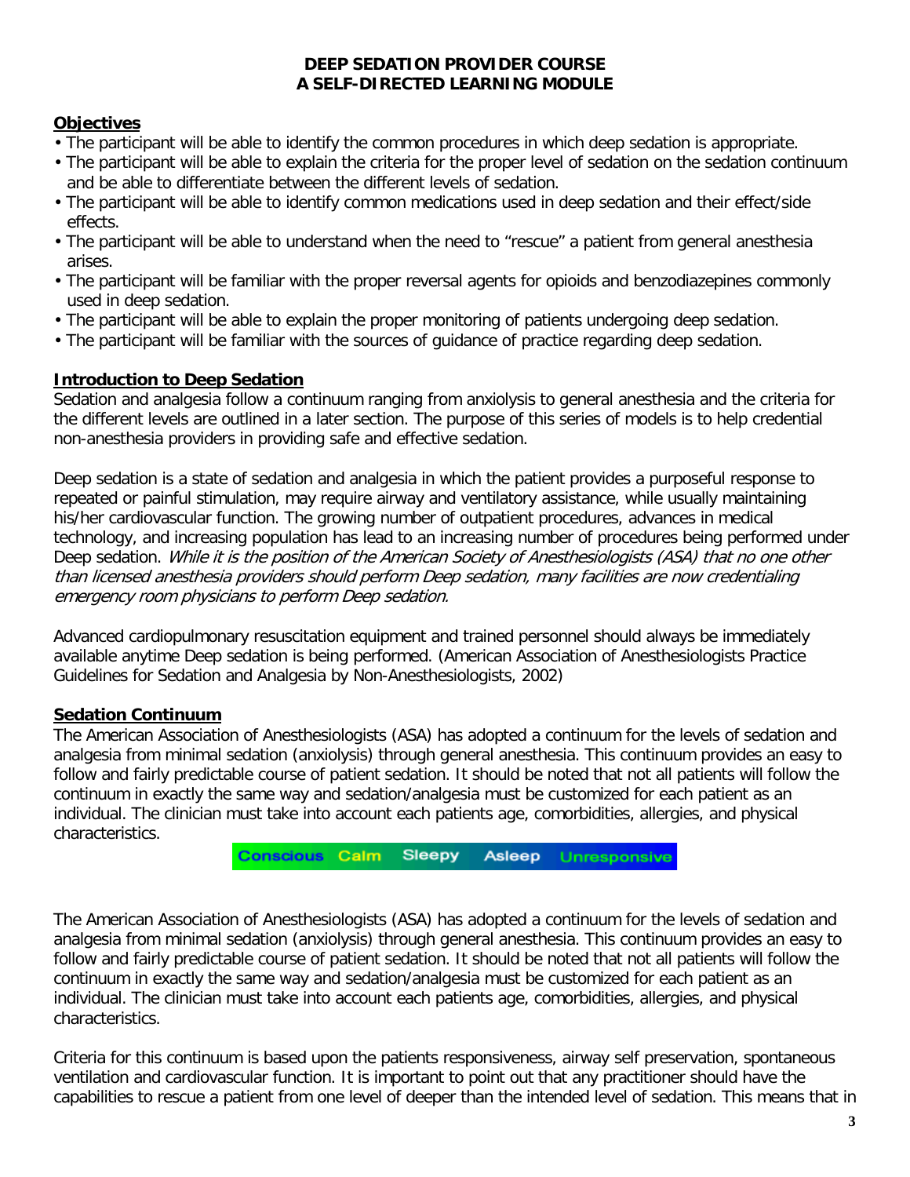**DEEP SEDATION PROVIDER COURSE**
**A SELF-DIRECTED LEARNING MODULE**

## Objectives

- The participant will be able to identify the common procedures in which deep sedation is appropriate.
- The participant will be able to explain the criteria for the proper level of sedation on the sedation continuum and be able to differentiate between the different levels of sedation.
- The participant will be able to identify common medications used in deep sedation and their effect/side effects.
- The participant will be able to understand when the need to "rescue" a patient from general anesthesia arises.
- The participant will be familiar with the proper reversal agents for opioids and benzodiazepines commonly used in deep sedation.
- The participant will be able to explain the proper monitoring of patients undergoing deep sedation.
- The participant will be familiar with the sources of guidance of practice regarding deep sedation.

## Introduction to Deep Sedation

Sedation and analgesia follow a continuum ranging from anxiolysis to general anesthesia and the criteria for the different levels are outlined in a later section. The purpose of this series of models is to help credential non-anesthesia providers in providing safe and effective sedation.

Deep sedation is a state of sedation and analgesia in which the patient provides a purposeful response to repeated or painful stimulation, may require airway and ventilatory assistance, while usually maintaining his/her cardiovascular function. The growing number of outpatient procedures, advances in medical technology, and increasing population has lead to an increasing number of procedures being performed under Deep sedation. *While it is the position of the American Society of Anesthesiologists (ASA) that no one other than licensed anesthesia providers should perform Deep sedation, many facilities are now credentialing emergency room physicians to perform Deep sedation.*

Advanced cardiopulmonary resuscitation equipment and trained personnel should always be immediately available anytime Deep sedation is being performed. (American Association of Anesthesiologists Practice Guidelines for Sedation and Analgesia by Non-Anesthesiologists, 2002)

## Sedation Continuum

The American Association of Anesthesiologists (ASA) has adopted a continuum for the levels of sedation and analgesia from minimal sedation (anxiolysis) through general anesthesia. This continuum provides an easy to follow and fairly predictable course of patient sedation. It should be noted that not all patients will follow the continuum in exactly the same way and sedation/analgesia must be customized for each patient as an individual. The clinician must take into account each patients age, comorbidities, allergies, and physical characteristics.

Conscious Calm Sleepy Asleep Unresponsive

The American Association of Anesthesiologists (ASA) has adopted a continuum for the levels of sedation and analgesia from minimal sedation (anxiolysis) through general anesthesia. This continuum provides an easy to follow and fairly predictable course of patient sedation. It should be noted that not all patients will follow the continuum in exactly the same way and sedation/analgesia must be customized for each patient as an individual. The clinician must take into account each patients age, comorbidities, allergies, and physical characteristics.

Criteria for this continuum is based upon the patients responsiveness, airway self preservation, spontaneous ventilation and cardiovascular function. It is important to point out that any practitioner should have the capabilities to rescue a patient from one level of deeper than the intended level of sedation. This means that in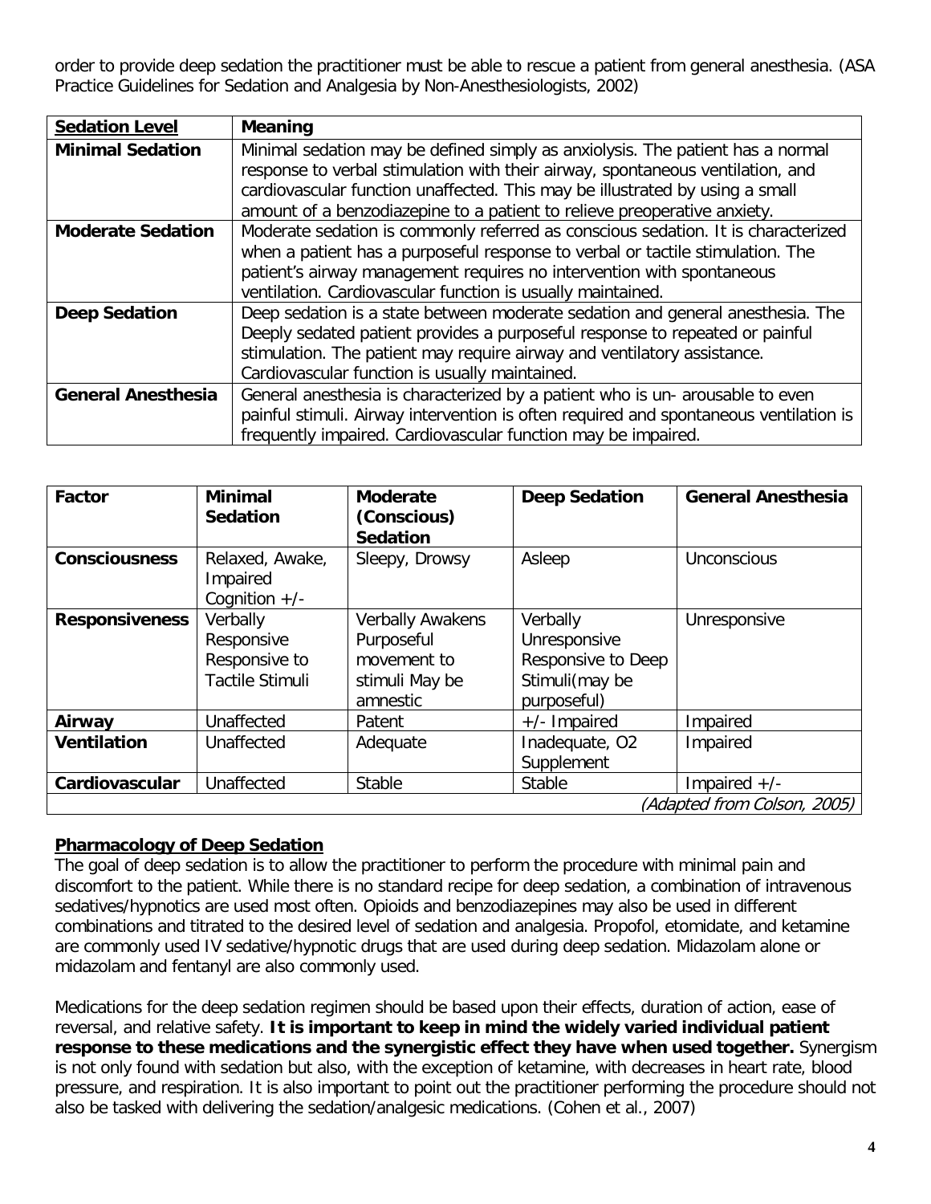order to provide deep sedation the practitioner must be able to rescue a patient from general anesthesia. (ASA Practice Guidelines for Sedation and Analgesia by Non-Anesthesiologists, 2002)

| **Sedation Level** | **Meaning** |
|---|---|
| **Minimal Sedation** | Minimal sedation may be defined simply as anxiolysis. The patient has a normal response to verbal stimulation with their airway, spontaneous ventilation, and cardiovascular function unaffected. This may be illustrated by using a small amount of a benzodiazepine to a patient to relieve preoperative anxiety. |
| **Moderate Sedation** | Moderate sedation is commonly referred as conscious sedation. It is characterized when a patient has a purposeful response to verbal or tactile stimulation. The patient's airway management requires no intervention with spontaneous ventilation. Cardiovascular function is usually maintained. |
| **Deep Sedation** | Deep sedation is a state between moderate sedation and general anesthesia. The Deeply sedated patient provides a purposeful response to repeated or painful stimulation. The patient may require airway and ventilatory assistance. Cardiovascular function is usually maintained. |
| **General Anesthesia** | General anesthesia is characterized by a patient who is un- arousable to even painful stimuli. Airway intervention is often required and spontaneous ventilation is frequently impaired. Cardiovascular function may be impaired. |

| **Factor** | **Minimal Sedation** | **Moderate (Conscious) Sedation** | **Deep Sedation** | **General Anesthesia** |
|---|---|---|---|---|
| **Consciousness** | Relaxed, Awake, Impaired Cognition +/- | Sleepy, Drowsy | Asleep | Unconscious |
| **Responsiveness** | Verbally Responsive Responsive to Tactile Stimuli | Verbally Awakens Purposeful movement to stimuli May be amnestic | Verbally Unresponsive Responsive to Deep Stimuli(may be purposeful) | Unresponsive |
| **Airway** | Unaffected | Patent | +/- Impaired | Impaired |
| **Ventilation** | Unaffected | Adequate | Inadequate, O2 Supplement | Impaired |
| **Cardiovascular** | Unaffected | Stable | Stable | Impaired +/- |

*(Adapted from Colson, 2005)*

## Pharmacology of Deep Sedation

The goal of deep sedation is to allow the practitioner to perform the procedure with minimal pain and discomfort to the patient. While there is no standard recipe for deep sedation, a combination of intravenous sedatives/hypnotics are used most often. Opioids and benzodiazepines may also be used in different combinations and titrated to the desired level of sedation and analgesia. Propofol, etomidate, and ketamine are commonly used IV sedative/hypnotic drugs that are used during deep sedation. Midazolam alone or midazolam and fentanyl are also commonly used.

Medications for the deep sedation regimen should be based upon their effects, duration of action, ease of reversal, and relative safety. **It is important to keep in mind the widely varied individual patient response to these medications and the synergistic effect they have when used together.** Synergism is not only found with sedation but also, with the exception of ketamine, with decreases in heart rate, blood pressure, and respiration. It is also important to point out the practitioner performing the procedure should not also be tasked with delivering the sedation/analgesic medications. (Cohen et al., 2007)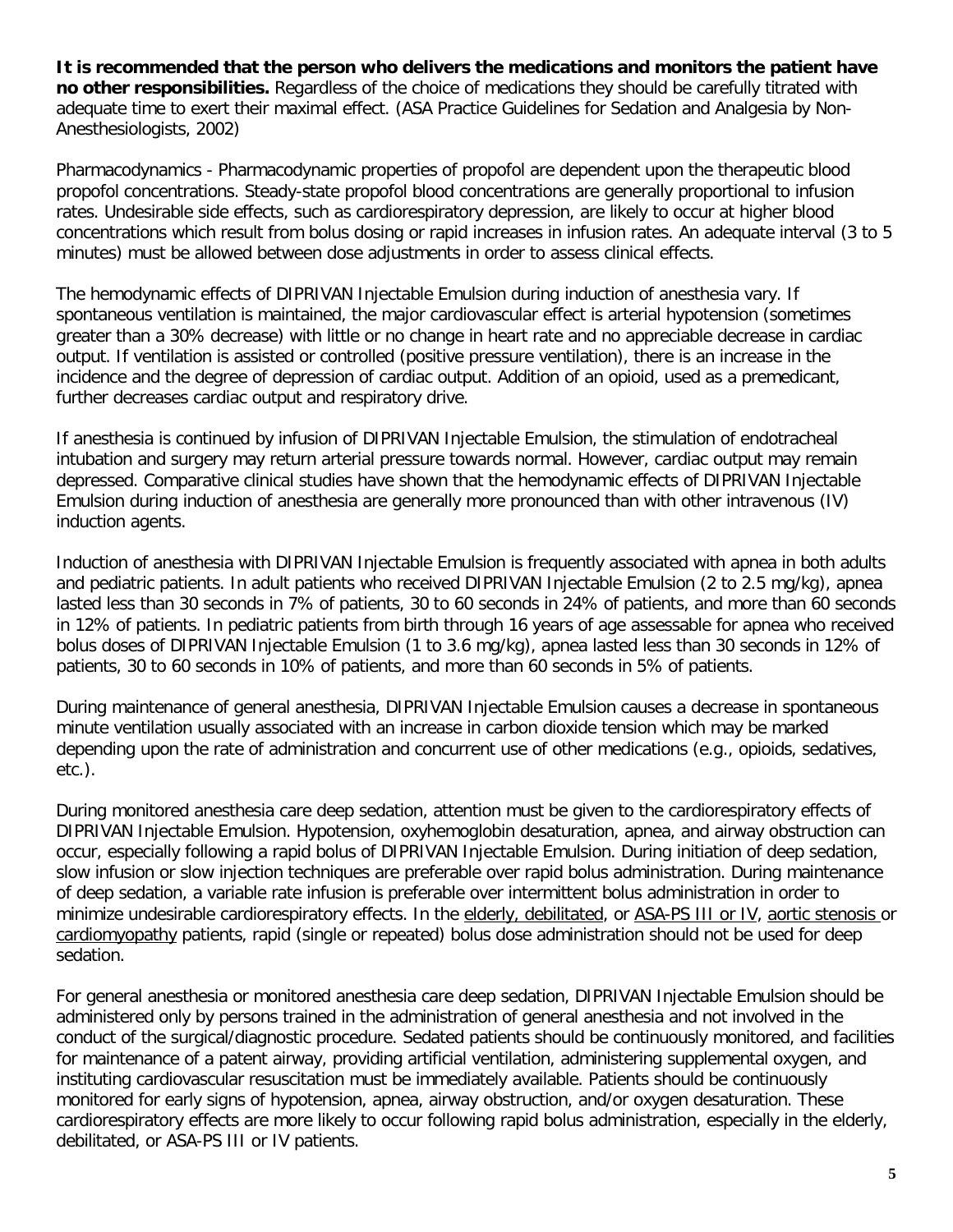**It is recommended that the person who delivers the medications and monitors the patient have no other responsibilities.** Regardless of the choice of medications they should be carefully titrated with adequate time to exert their maximal effect. (ASA Practice Guidelines for Sedation and Analgesia by Non-Anesthesiologists, 2002)

Pharmacodynamics - Pharmacodynamic properties of propofol are dependent upon the therapeutic blood propofol concentrations. Steady-state propofol blood concentrations are generally proportional to infusion rates. Undesirable side effects, such as cardiorespiratory depression, are likely to occur at higher blood concentrations which result from bolus dosing or rapid increases in infusion rates. An adequate interval (3 to 5 minutes) must be allowed between dose adjustments in order to assess clinical effects.

The hemodynamic effects of DIPRIVAN Injectable Emulsion during induction of anesthesia vary. If spontaneous ventilation is maintained, the major cardiovascular effect is arterial hypotension (sometimes greater than a 30% decrease) with little or no change in heart rate and no appreciable decrease in cardiac output. If ventilation is assisted or controlled (positive pressure ventilation), there is an increase in the incidence and the degree of depression of cardiac output. Addition of an opioid, used as a premedicant, further decreases cardiac output and respiratory drive.

If anesthesia is continued by infusion of DIPRIVAN Injectable Emulsion, the stimulation of endotracheal intubation and surgery may return arterial pressure towards normal. However, cardiac output may remain depressed. Comparative clinical studies have shown that the hemodynamic effects of DIPRIVAN Injectable Emulsion during induction of anesthesia are generally more pronounced than with other intravenous (IV) induction agents.

Induction of anesthesia with DIPRIVAN Injectable Emulsion is frequently associated with apnea in both adults and pediatric patients. In adult patients who received DIPRIVAN Injectable Emulsion (2 to 2.5 mg/kg), apnea lasted less than 30 seconds in 7% of patients, 30 to 60 seconds in 24% of patients, and more than 60 seconds in 12% of patients. In pediatric patients from birth through 16 years of age assessable for apnea who received bolus doses of DIPRIVAN Injectable Emulsion (1 to 3.6 mg/kg), apnea lasted less than 30 seconds in 12% of patients, 30 to 60 seconds in 10% of patients, and more than 60 seconds in 5% of patients.

During maintenance of general anesthesia, DIPRIVAN Injectable Emulsion causes a decrease in spontaneous minute ventilation usually associated with an increase in carbon dioxide tension which may be marked depending upon the rate of administration and concurrent use of other medications (e.g., opioids, sedatives, etc.).

During monitored anesthesia care deep sedation, attention must be given to the cardiorespiratory effects of DIPRIVAN Injectable Emulsion. Hypotension, oxyhemoglobin desaturation, apnea, and airway obstruction can occur, especially following a rapid bolus of DIPRIVAN Injectable Emulsion. During initiation of deep sedation, slow infusion or slow injection techniques are preferable over rapid bolus administration. During maintenance of deep sedation, a variable rate infusion is preferable over intermittent bolus administration in order to minimize undesirable cardiorespiratory effects. In the elderly, debilitated, or ASA-PS III or IV, aortic stenosis or cardiomyopathy patients, rapid (single or repeated) bolus dose administration should not be used for deep sedation.

For general anesthesia or monitored anesthesia care deep sedation, DIPRIVAN Injectable Emulsion should be administered only by persons trained in the administration of general anesthesia and not involved in the conduct of the surgical/diagnostic procedure. Sedated patients should be continuously monitored, and facilities for maintenance of a patent airway, providing artificial ventilation, administering supplemental oxygen, and instituting cardiovascular resuscitation must be immediately available. Patients should be continuously monitored for early signs of hypotension, apnea, airway obstruction, and/or oxygen desaturation. These cardiorespiratory effects are more likely to occur following rapid bolus administration, especially in the elderly, debilitated, or ASA-PS III or IV patients.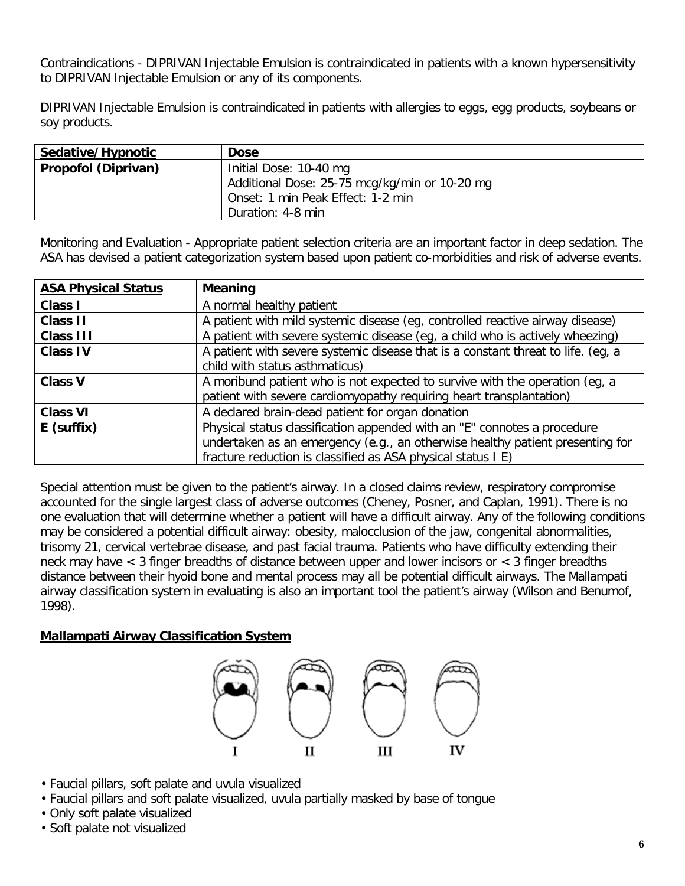Contraindications - DIPRIVAN Injectable Emulsion is contraindicated in patients with a known hypersensitivity to DIPRIVAN Injectable Emulsion or any of its components.

DIPRIVAN Injectable Emulsion is contraindicated in patients with allergies to eggs, egg products, soybeans or soy products.

| Sedative/Hypnotic | Dose |
|---|---|
| **Propofol (Diprivan)** | Initial Dose: 10-40 mg<br>Additional Dose: 25-75 mcg/kg/min or 10-20 mg<br>Onset: 1 min Peak Effect: 1-2 min<br>Duration: 4-8 min |

Monitoring and Evaluation - Appropriate patient selection criteria are an important factor in deep sedation. The ASA has devised a patient categorization system based upon patient co-morbidities and risk of adverse events.

| ASA Physical Status | Meaning |
|---|---|
| **Class I** | A normal healthy patient |
| **Class II** | A patient with mild systemic disease (eg, controlled reactive airway disease) |
| **Class III** | A patient with severe systemic disease (eg, a child who is actively wheezing) |
| **Class IV** | A patient with severe systemic disease that is a constant threat to life. (eg, a child with status asthmaticus) |
| **Class V** | A moribund patient who is not expected to survive with the operation (eg, a patient with severe cardiomyopathy requiring heart transplantation) |
| **Class VI** | A declared brain-dead patient for organ donation |
| **E (suffix)** | Physical status classification appended with an "E" connotes a procedure undertaken as an emergency (e.g., an otherwise healthy patient presenting for fracture reduction is classified as ASA physical status I E) |

Special attention must be given to the patient's airway. In a closed claims review, respiratory compromise accounted for the single largest class of adverse outcomes (Cheney, Posner, and Caplan, 1991). There is no one evaluation that will determine whether a patient will have a difficult airway. Any of the following conditions may be considered a potential difficult airway: obesity, malocclusion of the jaw, congenital abnormalities, trisomy 21, cervical vertebrae disease, and past facial trauma. Patients who have difficulty extending their neck may have < 3 finger breadths of distance between upper and lower incisors or < 3 finger breadths distance between their hyoid bone and mental process may all be potential difficult airways. The Mallampati airway classification system in evaluating is also an important tool the patient's airway (Wilson and Benumof, 1998).

## Mallampati Airway Classification System

I II III IV

- Faucial pillars, soft palate and uvula visualized
- Faucial pillars and soft palate visualized, uvula partially masked by base of tongue
- Only soft palate visualized
- Soft palate not visualized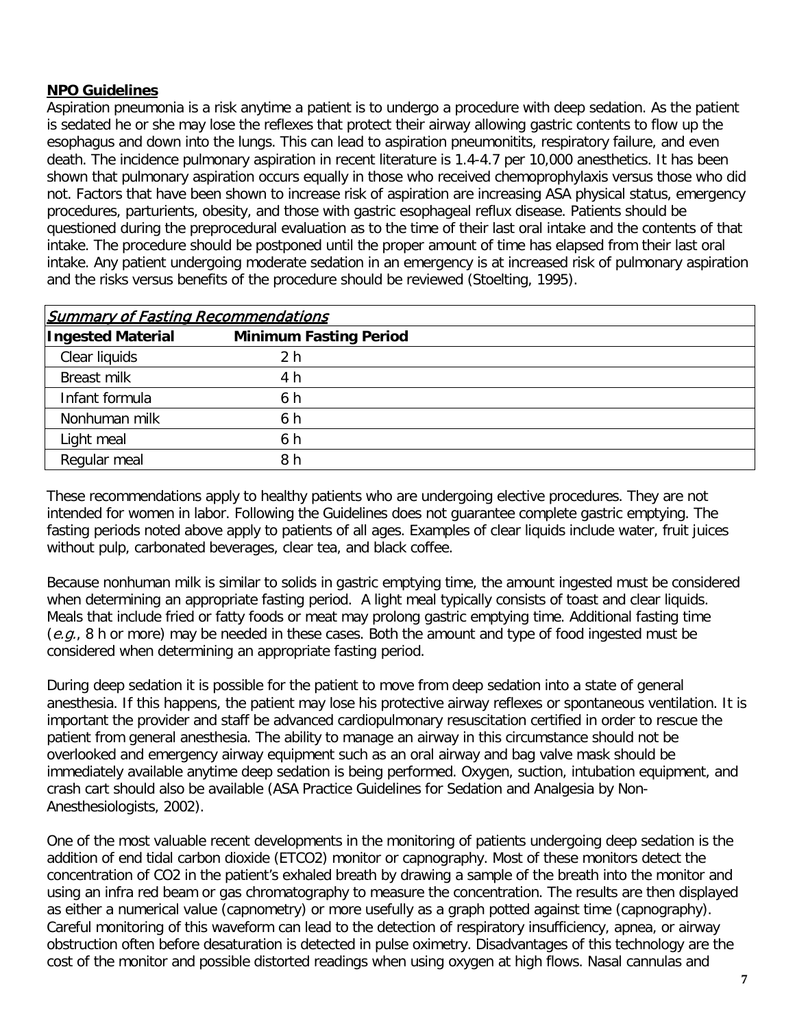**NPO Guidelines**

Aspiration pneumonia is a risk anytime a patient is to undergo a procedure with deep sedation. As the patient is sedated he or she may lose the reflexes that protect their airway allowing gastric contents to flow up the esophagus and down into the lungs. This can lead to aspiration pneumonitits, respiratory failure, and even death. The incidence pulmonary aspiration in recent literature is 1.4-4.7 per 10,000 anesthetics. It has been shown that pulmonary aspiration occurs equally in those who received chemoprophylaxis versus those who did not. Factors that have been shown to increase risk of aspiration are increasing ASA physical status, emergency procedures, parturients, obesity, and those with gastric esophageal reflux disease. Patients should be questioned during the preprocedural evaluation as to the time of their last oral intake and the contents of that intake. The procedure should be postponed until the proper amount of time has elapsed from their last oral intake. Any patient undergoing moderate sedation in an emergency is at increased risk of pulmonary aspiration and the risks versus benefits of the procedure should be reviewed (Stoelting, 1995).

*Summary of Fasting Recommendations*

| Ingested Material | Minimum Fasting Period |
|---|---|
| Clear liquids | 2 h |
| Breast milk | 4 h |
| Infant formula | 6 h |
| Nonhuman milk | 6 h |
| Light meal | 6 h |
| Regular meal | 8 h |

These recommendations apply to healthy patients who are undergoing elective procedures. They are not intended for women in labor. Following the Guidelines does not guarantee complete gastric emptying. The fasting periods noted above apply to patients of all ages. Examples of clear liquids include water, fruit juices without pulp, carbonated beverages, clear tea, and black coffee.

Because nonhuman milk is similar to solids in gastric emptying time, the amount ingested must be considered when determining an appropriate fasting period. A light meal typically consists of toast and clear liquids. Meals that include fried or fatty foods or meat may prolong gastric emptying time. Additional fasting time (*e.g.*, 8 h or more) may be needed in these cases. Both the amount and type of food ingested must be considered when determining an appropriate fasting period.

During deep sedation it is possible for the patient to move from deep sedation into a state of general anesthesia. If this happens, the patient may lose his protective airway reflexes or spontaneous ventilation. It is important the provider and staff be advanced cardiopulmonary resuscitation certified in order to rescue the patient from general anesthesia. The ability to manage an airway in this circumstance should not be overlooked and emergency airway equipment such as an oral airway and bag valve mask should be immediately available anytime deep sedation is being performed. Oxygen, suction, intubation equipment, and crash cart should also be available (ASA Practice Guidelines for Sedation and Analgesia by Non-Anesthesiologists, 2002).

One of the most valuable recent developments in the monitoring of patients undergoing deep sedation is the addition of end tidal carbon dioxide (ETCO2) monitor or capnography. Most of these monitors detect the concentration of $CO_2$ in the patient's exhaled breath by drawing a sample of the breath into the monitor and using an infra red beam or gas chromatography to measure the concentration. The results are then displayed as either a numerical value (capnometry) or more usefully as a graph potted against time (capnography). Careful monitoring of this waveform can lead to the detection of respiratory insufficiency, apnea, or airway obstruction often before desaturation is detected in pulse oximetry. Disadvantages of this technology are the cost of the monitor and possible distorted readings when using oxygen at high flows. Nasal cannulas and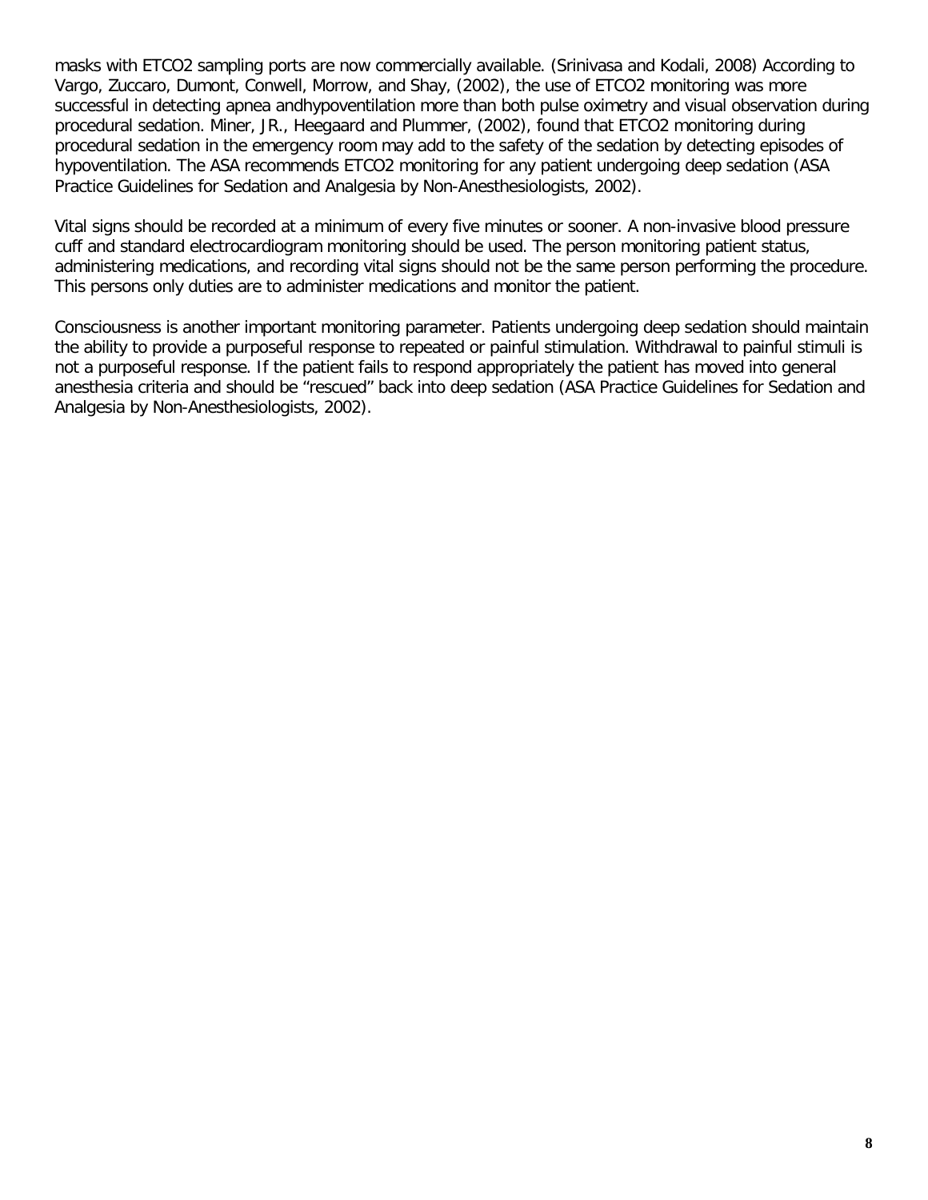masks with ETCO2 sampling ports are now commercially available. (Srinivasa and Kodali, 2008) According to Vargo, Zuccaro, Dumont, Conwell, Morrow, and Shay, (2002), the use of ETCO2 monitoring was more successful in detecting apnea andhypoventilation more than both pulse oximetry and visual observation during procedural sedation. Miner, JR., Heegaard and Plummer, (2002), found that ETCO2 monitoring during procedural sedation in the emergency room may add to the safety of the sedation by detecting episodes of hypoventilation. The ASA recommends ETCO2 monitoring for any patient undergoing deep sedation (ASA Practice Guidelines for Sedation and Analgesia by Non-Anesthesiologists, 2002).

Vital signs should be recorded at a minimum of every five minutes or sooner. A non-invasive blood pressure cuff and standard electrocardiogram monitoring should be used. The person monitoring patient status, administering medications, and recording vital signs should not be the same person performing the procedure. This persons only duties are to administer medications and monitor the patient.

Consciousness is another important monitoring parameter. Patients undergoing deep sedation should maintain the ability to provide a purposeful response to repeated or painful stimulation. Withdrawal to painful stimuli is not a purposeful response. If the patient fails to respond appropriately the patient has moved into general anesthesia criteria and should be "rescued" back into deep sedation (ASA Practice Guidelines for Sedation and Analgesia by Non-Anesthesiologists, 2002).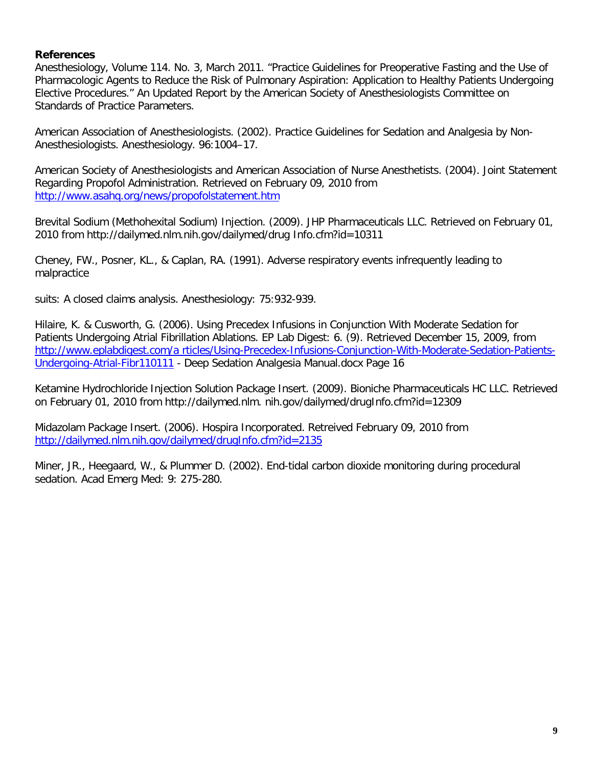**References**

Anesthesiology, Volume 114. No. 3, March 2011. "Practice Guidelines for Preoperative Fasting and the Use of Pharmacologic Agents to Reduce the Risk of Pulmonary Aspiration: Application to Healthy Patients Undergoing Elective Procedures." An Updated Report by the American Society of Anesthesiologists Committee on Standards of Practice Parameters.

American Association of Anesthesiologists. (2002). Practice Guidelines for Sedation and Analgesia by Non-Anesthesiologists. Anesthesiology. 96:1004–17.

American Society of Anesthesiologists and American Association of Nurse Anesthetists. (2004). Joint Statement Regarding Propofol Administration. Retrieved on February 09, 2010 from http://www.asahq.org/news/propofolstatement.htm

Brevital Sodium (Methohexital Sodium) Injection. (2009). JHP Pharmaceuticals LLC. Retrieved on February 01, 2010 from http://dailymed.nlm.nih.gov/dailymed/drug Info.cfm?id=10311

Cheney, FW., Posner, KL., & Caplan, RA. (1991). Adverse respiratory events infrequently leading to malpractice

suits: A closed claims analysis. Anesthesiology: 75:932-939.

Hilaire, K. & Cusworth, G. (2006). Using Precedex Infusions in Conjunction With Moderate Sedation for Patients Undergoing Atrial Fibrillation Ablations. EP Lab Digest: 6. (9). Retrieved December 15, 2009, from http://www.eplabdigest.com/a rticles/Using-Precedex-Infusions-Conjunction-With-Moderate-Sedation-Patients-Undergoing-Atrial-Fibr110111 - Deep Sedation Analgesia Manual.docx Page 16

Ketamine Hydrochloride Injection Solution Package Insert. (2009). Bioniche Pharmaceuticals HC LLC. Retrieved on February 01, 2010 from http://dailymed.nlm. nih.gov/dailymed/drugInfo.cfm?id=12309

Midazolam Package Insert. (2006). Hospira Incorporated. Retreived February 09, 2010 from http://dailymed.nlm.nih.gov/dailymed/drugInfo.cfm?id=2135

Miner, JR., Heegaard, W., & Plummer D. (2002). End-tidal carbon dioxide monitoring during procedural sedation. Acad Emerg Med: 9: 275-280.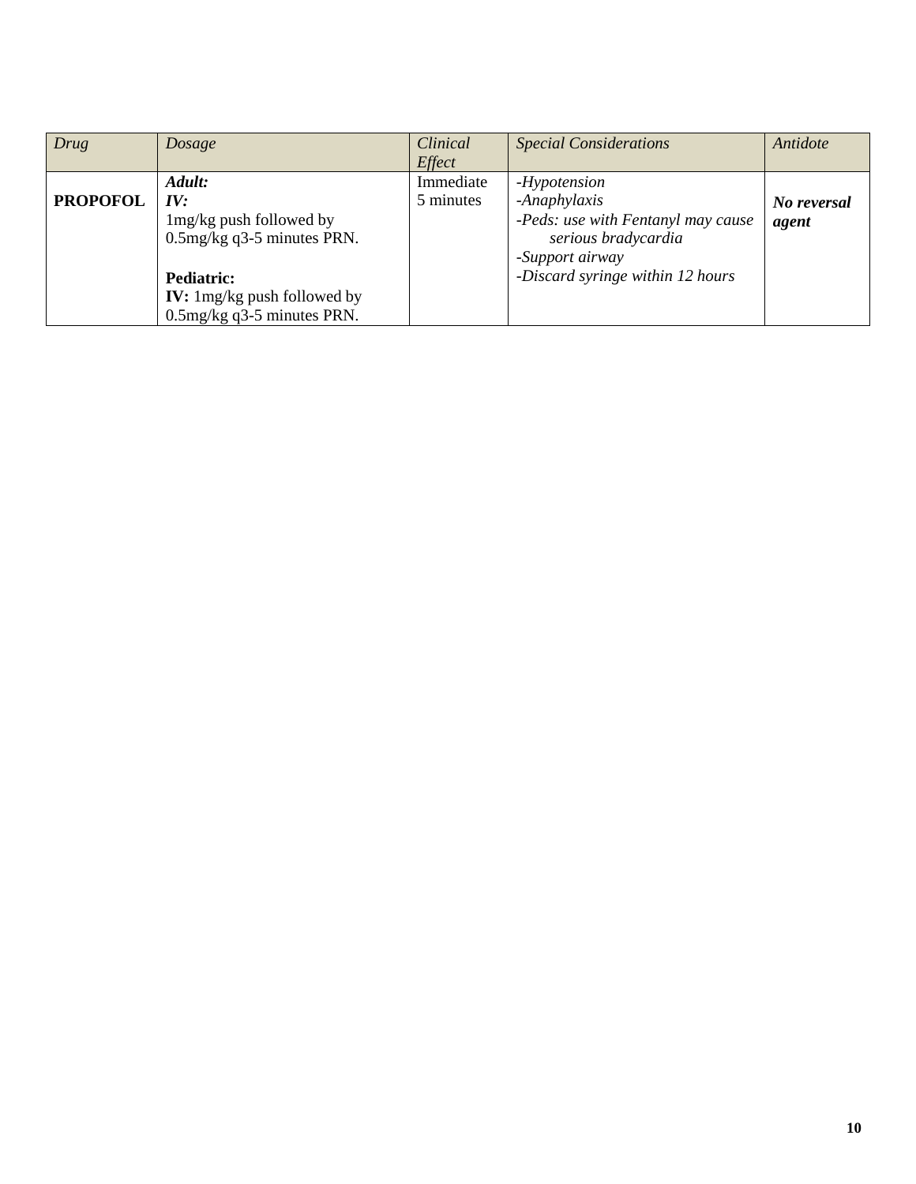| *Drug* | *Dosage* | *Clinical Effect* | *Special Considerations* | *Antidote* |
|---|---|---|---|---|
| **PROPOFOL** | ***Adult:*** <br> ***IV:*** <br> 1mg/kg push followed by 0.5mg/kg q3-5 minutes PRN. <br><br> **Pediatric:** <br> **IV:** 1mg/kg push followed by 0.5mg/kg q3-5 minutes PRN. | Immediate <br> 5 minutes | *-Hypotension* <br> *-Anaphylaxis* <br> *-Peds: use with Fentanyl may cause serious bradycardia* <br> *-Support airway* <br> *-Discard syringe within 12 hours* | ***No reversal agent*** |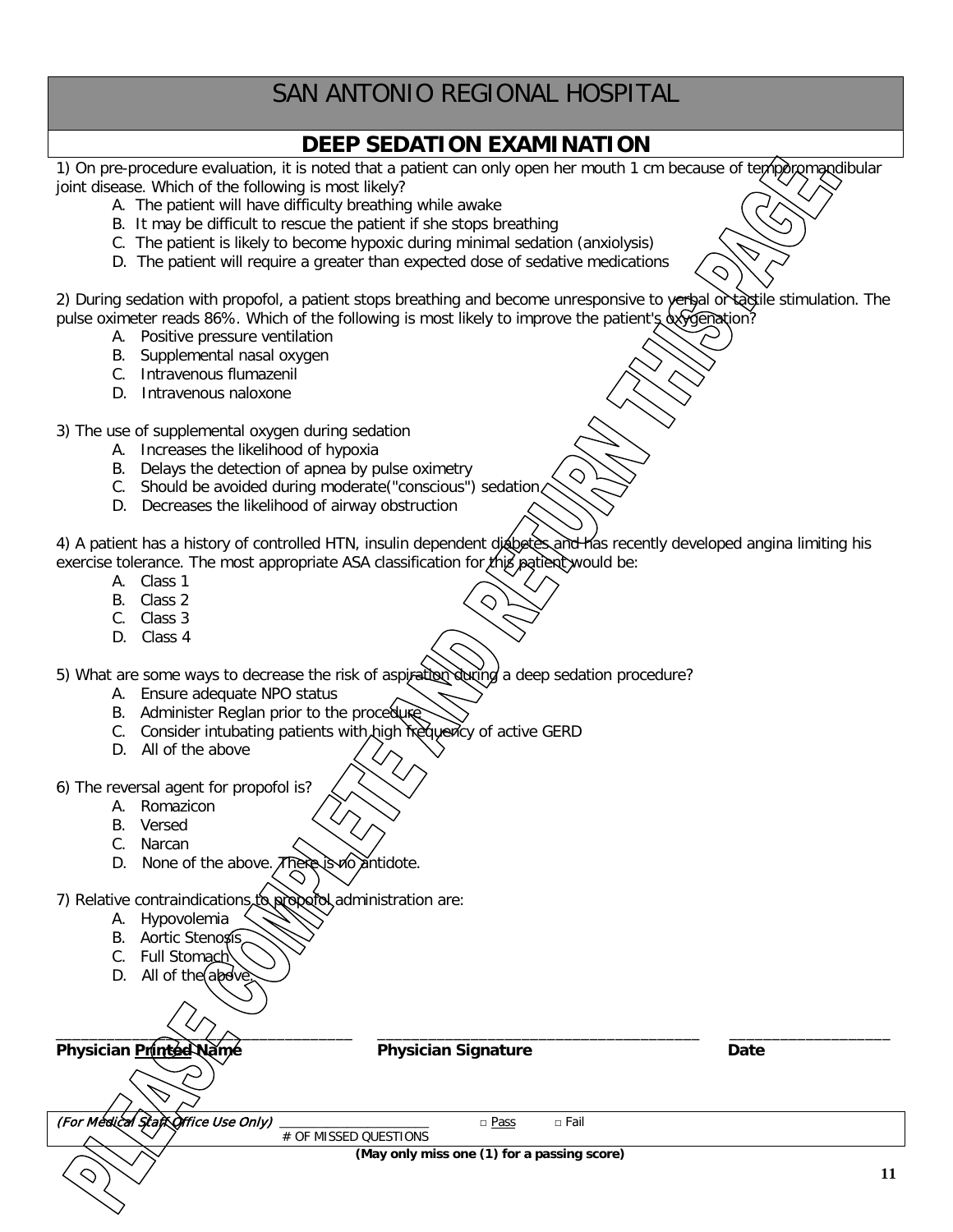# SAN ANTONIO REGIONAL HOSPITAL

## DEEP SEDATION EXAMINATION

PLEASE COMPLETE AND RETURN THIS PAGE.

1) On pre-procedure evaluation, it is noted that a patient can only open her mouth 1 cm because of temporomandibular joint disease. Which of the following is most likely?

A. The patient will have difficulty breathing while awake
B. It may be difficult to rescue the patient if she stops breathing
C. The patient is likely to become hypoxic during minimal sedation (anxiolysis)
D. The patient will require a greater than expected dose of sedative medications

2) During sedation with propofol, a patient stops breathing and become unresponsive to verbal or tactile stimulation. The pulse oximeter reads 86%. Which of the following is most likely to improve the patient's oxygenation?

A. Positive pressure ventilation
B. Supplemental nasal oxygen
C. Intravenous flumazenil
D. Intravenous naloxone

3) The use of supplemental oxygen during sedation

A. Increases the likelihood of hypoxia
B. Delays the detection of apnea by pulse oximetry
C. Should be avoided during moderate("conscious") sedation
D. Decreases the likelihood of airway obstruction

4) A patient has a history of controlled HTN, insulin dependent diabetes and has recently developed angina limiting his exercise tolerance. The most appropriate ASA classification for this patient would be:

A. Class 1
B. Class 2
C. Class 3
D. Class 4

5) What are some ways to decrease the risk of aspiration during a deep sedation procedure?

A. Ensure adequate NPO status
B. Administer Reglan prior to the procedure
C. Consider intubating patients with high frequency of active GERD
D. All of the above

6) The reversal agent for propofol is?

A. Romazicon
B. Versed
C. Narcan
D. None of the above. There is no antidote.

7) Relative contraindications to propofol administration are:

A. Hypovolemia
B. Aortic Stenosis
C. Full Stomach
D. All of the above.

________________________ ________________________ ____________

**Physician Printed Name** **Physician Signature** **Date**

*(For Medical Staff Office Use Only)* ____________________ □ Pass □ Fail

\# OF MISSED QUESTIONS

**(May only miss one (1) for a passing score)**